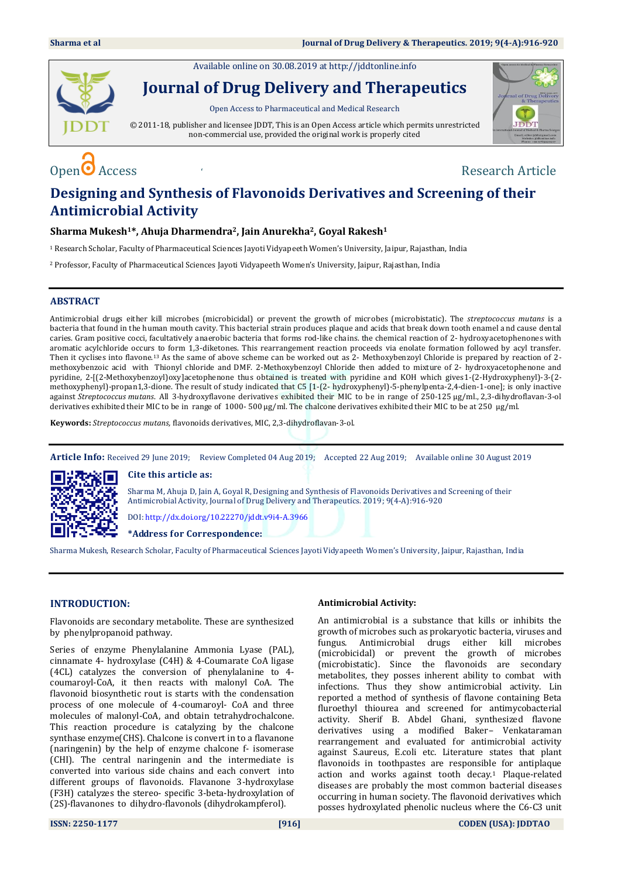Available online on 30.08.2019 at http://jddtonline.info

# Journal of Drug Delivery and Therapeutics

Open Access to Pharmaceutical and Medical Research

© 2011-18, publisher and licensee JDDT, This is an Open Access article which permits unrestricted non-commercial use, provided the original work is properly cited

Open Access | Research Article

# Designing and Synthesis of Flavonoids Derivatives and Screening of their Antimicrobial Activity

**Sharma Mukesh[1]*, Ahuja Dharmendra[2], Jain Anurekha[2], Goyal Rakesh[1]**

[1] Research Scholar, Faculty of Pharmaceutical Sciences Jayoti Vidyapeeth Women's University, Jaipur, Rajasthan, India

[2] Professor, Faculty of Pharmaceutical Sciences Jayoti Vidyapeeth Women's University, Jaipur, Rajasthan, India

## ABSTRACT

Antimicrobial drugs either kill microbes (microbicidal) or prevent the growth of microbes (microbistatic). The *streptococcus mutans* is a bacteria that found in the human mouth cavity. This bacterial strain produces plaque and acids that break down tooth enamel and cause dental caries. Gram positive cocci, facultatively anaerobic bacteria that forms rod-like chains. the chemical reaction of 2- hydroxyacetophenones with aromatic acylchloride occurs to form 1,3-diketones. This rearrangement reaction proceeds via enolate formation followed by acyl transfer. Then it cyclises into flavone.[13] As the same of above scheme can be worked out as 2- Methoxybenzoyl Chloride is prepared by reaction of 2-methoxybenzoic acid with Thionyl chloride and DMF. 2-Methoxybenzoyl Chloride then added to mixture of 2- hydroxyacetophenone and pyridine, 2-[(2-Methoxybenzoyl)oxy]acetophenone thus obtained is treated with pyridine and KOH which gives1-(2-Hydroxyphenyl)-3-(2-methoxyphenyl)-propan1,3-dione. The result of study indicated that C5 [1-(2- hydroxyphenyl)-5-phenylpenta-2,4-dien-1-one]; is only inactive against *Streptococcus mutans*. All 3-hydroxyflavone derivatives exhibited their MIC to be in range of 250-125 µg/ml., 2,3-dihydroflavan-3-ol derivatives exhibited their MIC to be in range of 1000- 500 µg/ml. The chalcone derivatives exhibited their MIC to be at 250 µg/ml.

**Keywords:** *Streptococcus mutans*, flavonoids derivatives, MIC, 2,3-dihydroflavan-3-ol.

**Article Info:** Received 29 June 2019; Review Completed 04 Aug 2019; Accepted 22 Aug 2019; Available online 30 August 2019

**Cite this article as:**

Sharma M, Ahuja D, Jain A, Goyal R, Designing and Synthesis of Flavonoids Derivatives and Screening of their Antimicrobial Activity, Journal of Drug Delivery and Therapeutics. 2019; 9(4-A):916-920

DOI: http://dx.doi.org/10.22270/jddt.v9i4-A.3966

***Address for Correspondence:**

Sharma Mukesh, Research Scholar, Faculty of Pharmaceutical Sciences Jayoti Vidyapeeth Women's University, Jaipur, Rajasthan, India

## INTRODUCTION:

Flavonoids are secondary metabolite. These are synthesized by phenylpropanoid pathway.

Series of enzyme Phenylalanine Ammonia Lyase (PAL), cinnamate 4- hydroxylase (C4H) & 4-Coumarate CoA ligase (4CL) catalyzes the conversion of phenylalanine to 4-coumaroyl-CoA, it then reacts with malonyl CoA. The flavonoid biosynthetic rout is starts with the condensation process of one molecule of 4-coumaroyl- CoA and three molecules of malonyl-CoA, and obtain tetrahydrochalcone. This reaction procedure is catalyzing by the chalcone synthase enzyme(CHS). Chalcone is convert in to a flavanone (naringenin) by the help of enzyme chalcone f- isomerase (CHI). The central naringenin and the intermediate is converted into various side chains and each convert into different groups of flavonoids. Flavanone 3-hydroxylase (F3H) catalyzes the stereo- specific 3-beta-hydroxylation of (2S)-flavanones to dihydro-flavonols (dihydrokampferol).

### Antimicrobial Activity:

An antimicrobial is a substance that kills or inhibits the growth of microbes such as prokaryotic bacteria, viruses and fungus. Antimicrobial drugs either kill microbes (microbicidal) or prevent the growth of microbes (microbistatic). Since the flavonoids are secondary metabolites, they posses inherent ability to combat with infections. Thus they show antimicrobial activity. Lin reported a method of synthesis of flavone containing Beta fluroethyl thiourea and screened for antimycobacterial activity. Sherif B. Abdel Ghani, synthesized flavone derivatives using a modified Baker– Venkataraman rearrangement and evaluated for antimicrobial activity against S.aureus, E.coli etc. Literature states that plant flavonoids in toothpastes are responsible for antiplaque action and works against tooth decay.[1] Plaque-related diseases are probably the most common bacterial diseases occurring in human society. The flavonoid derivatives which posses hydroxylated phenolic nucleus where the C6-C3 unit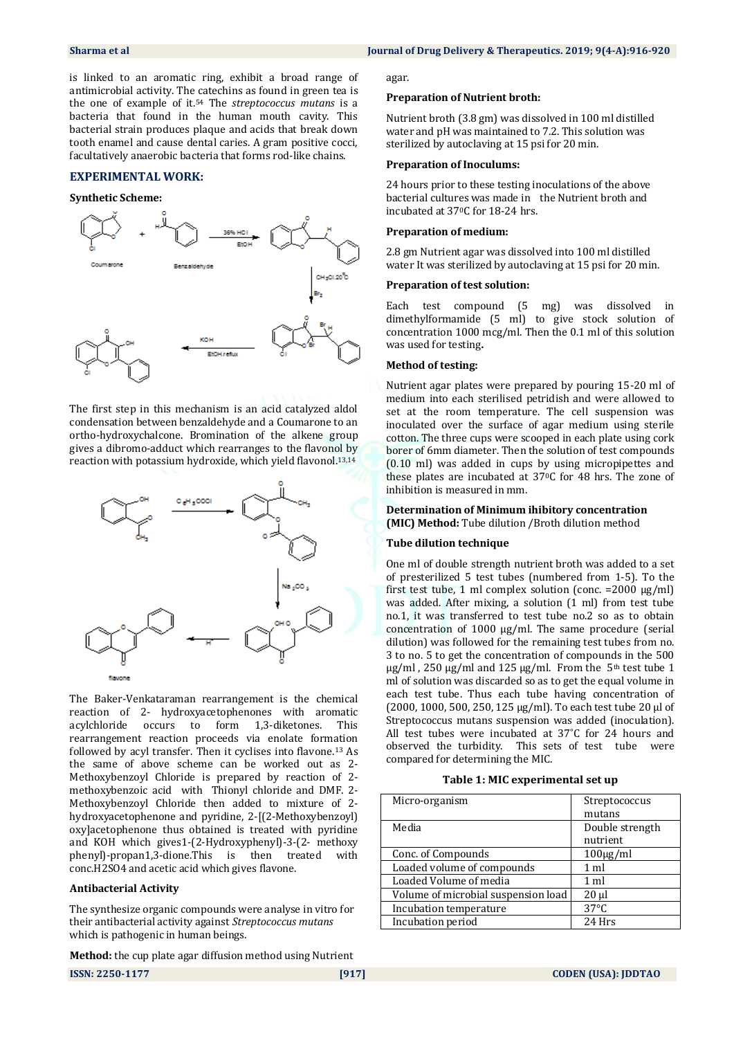is linked to an aromatic ring, exhibit a broad range of antimicrobial activity. The catechins as found in green tea is the one of example of it.[54] The *streptococcus mutans* is a bacteria that found in the human mouth cavity. This bacterial strain produces plaque and acids that break down tooth enamel and cause dental caries. A gram positive cocci, facultatively anaerobic bacteria that forms rod-like chains.

## EXPERIMENTAL WORK:

### Synthetic Scheme:

The first step in this mechanism is an acid catalyzed aldol condensation between benzaldehyde and a Coumarone to an ortho-hydroxychalcone. Bromination of the alkene group gives a dibromo-adduct which rearranges to the flavonol by reaction with potassium hydroxide, which yield flavonol.[13,14]

The Baker-Venkataraman rearrangement is the chemical reaction of 2- hydroxyacetophenones with aromatic acylchloride occurs to form 1,3-diketones. This rearrangement reaction proceeds via enolate formation followed by acyl transfer. Then it cyclises into flavone.[13] As the same of above scheme can be worked out as 2-Methoxybenzoyl Chloride is prepared by reaction of 2-methoxybenzoic acid with Thionyl chloride and DMF. 2-Methoxybenzoyl Chloride then added to mixture of 2-hydroxyacetophenone and pyridine, 2-[(2-Methoxybenzoyl) oxy]acetophenone thus obtained is treated with pyridine and KOH which gives1-(2-Hydroxyphenyl)-3-(2- methoxy phenyl)-propan1,3-dione.This is then treated with conc.H2SO4 and acetic acid which gives flavone.

### Antibacterial Activity

The synthesize organic compounds were analyse in vitro for their antibacterial activity against *Streptococcus mutans* which is pathogenic in human beings.

**Method:** the cup plate agar diffusion method using Nutrient agar.

### Preparation of Nutrient broth:

Nutrient broth (3.8 gm) was dissolved in 100 ml distilled water and pH was maintained to 7.2. This solution was sterilized by autoclaving at 15 psi for 20 min.

### Preparation of Inoculums:

24 hours prior to these testing inoculations of the above bacterial cultures was made in the Nutrient broth and incubated at 37$^{0}$C for 18-24 hrs.

### Preparation of medium:

2.8 gm Nutrient agar was dissolved into 100 ml distilled water It was sterilized by autoclaving at 15 psi for 20 min.

### Preparation of test solution:

Each test compound (5 mg) was dissolved in dimethylformamide (5 ml) to give stock solution of concentration 1000 mcg/ml. Then the 0.1 ml of this solution was used for testing.

### Method of testing:

Nutrient agar plates were prepared by pouring 15-20 ml of medium into each sterilised petridish and were allowed to set at the room temperature. The cell suspension was inoculated over the surface of agar medium using sterile cotton. The three cups were scooped in each plate using cork borer of 6mm diameter. Then the solution of test compounds (0.10 ml) was added in cups by using micropipettes and these plates are incubated at 37$^{0}$C for 48 hrs. The zone of inhibition is measured in mm.

**Determination of Minimum ihibitory concentration (MIC) Method:** Tube dilution /Broth dilution method

### Tube dilution technique

One ml of double strength nutrient broth was added to a set of presterilized 5 test tubes (numbered from 1-5). To the first test tube, 1 ml complex solution (conc. =2000 µg/ml) was added. After mixing, a solution (1 ml) from test tube no.1, it was transferred to test tube no.2 so as to obtain concentration of 1000 µg/ml. The same procedure (serial dilution) was followed for the remaining test tubes from no. 3 to no. 5 to get the concentration of compounds in the 500 µg/ml , 250 µg/ml and 125 µg/ml. From the 5$^{th}$ test tube 1 ml of solution was discarded so as to get the equal volume in each test tube. Thus each tube having concentration of (2000, 1000, 500, 250, 125 µg/ml). To each test tube 20 µl of Streptococcus mutans suspension was added (inoculation). All test tubes were incubated at 37˚C for 24 hours and observed the turbidity. This sets of test tube were compared for determining the MIC.

**Table 1: MIC experimental set up**

| Micro-organism | Streptococcus mutans |
|---|---|
| Media | Double strength nutrient |
| Conc. of Compounds | 100µg/ml |
| Loaded volume of compounds | 1 ml |
| Loaded Volume of media | 1 ml |
| Volume of microbial suspension load | 20 µl |
| Incubation temperature | 37°C |
| Incubation period | 24 Hrs |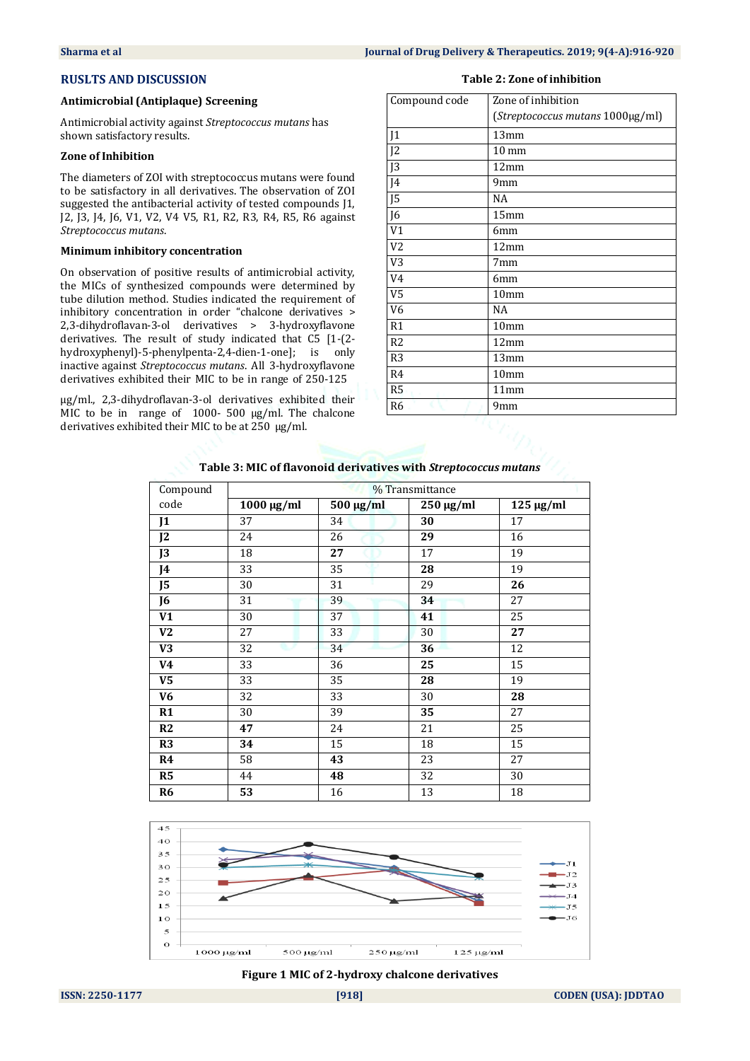## RUSLTS AND DISCUSSION

### Antimicrobial (Antiplaque) Screening

Antimicrobial activity against *Streptococcus mutans* has shown satisfactory results.

### Zone of Inhibition

The diameters of ZOI with streptococcus mutans were found to be satisfactory in all derivatives. The observation of ZOI suggested the antibacterial activity of tested compounds J1, J2, J3, J4, J6, V1, V2, V4 V5, R1, R2, R3, R4, R5, R6 against *Streptococcus mutans*.

### Minimum inhibitory concentration

On observation of positive results of antimicrobial activity, the MICs of synthesized compounds were determined by tube dilution method. Studies indicated the requirement of inhibitory concentration in order "chalcone derivatives > 2,3-dihydroflavan-3-ol derivatives > 3-hydroxyflavone derivatives. The result of study indicated that C5 [1-(2-hydroxyphenyl)-5-phenylpenta-2,4-dien-1-one]; is only inactive against *Streptococcus mutans*. All 3-hydroxyflavone derivatives exhibited their MIC to be in range of 250-125 µg/ml., 2,3-dihydroflavan-3-ol derivatives exhibited their MIC to be in range of 1000- 500 µg/ml. The chalcone derivatives exhibited their MIC to be at 250 µg/ml.

**Table 2: Zone of inhibition**

| Compound code | Zone of inhibition (*Streptococcus mutans* 1000µg/ml) |
|---|---|
| J1 | 13mm |
| J2 | 10 mm |
| J3 | 12mm |
| J4 | 9mm |
| J5 | NA |
| J6 | 15mm |
| V1 | 6mm |
| V2 | 12mm |
| V3 | 7mm |
| V4 | 6mm |
| V5 | 10mm |
| V6 | NA |
| R1 | 10mm |
| R2 | 12mm |
| R3 | 13mm |
| R4 | 10mm |
| R5 | 11mm |
| R6 | 9mm |

**Table 3: MIC of flavonoid derivatives with *Streptococcus mutans***

| Compound code | % Transmittance | | | |
|---|---|---|---|---|
| | **1000 µg/ml** | **500 µg/ml** | **250 µg/ml** | **125 µg/ml** |
| **J1** | 37 | 34 | **30** | 17 |
| **J2** | 24 | 26 | **29** | 16 |
| **J3** | 18 | **27** | 17 | 19 |
| **J4** | 33 | 35 | **28** | 19 |
| **J5** | 30 | 31 | 29 | **26** |
| **J6** | 31 | 39 | **34** | 27 |
| **V1** | 30 | 37 | **41** | 25 |
| **V2** | 27 | 33 | 30 | **27** |
| **V3** | 32 | 34 | **36** | 12 |
| **V4** | 33 | 36 | **25** | 15 |
| **V5** | 33 | 35 | **28** | 19 |
| **V6** | 32 | 33 | 30 | **28** |
| **R1** | 30 | 39 | **35** | 27 |
| **R2** | **47** | 24 | 21 | 25 |
| **R3** | **34** | 15 | 18 | 15 |
| **R4** | 58 | **43** | 23 | 27 |
| **R5** | 44 | **48** | 32 | 30 |
| **R6** | **53** | 16 | 13 | 18 |

**Figure 1 MIC of 2-hydroxy chalcone derivatives**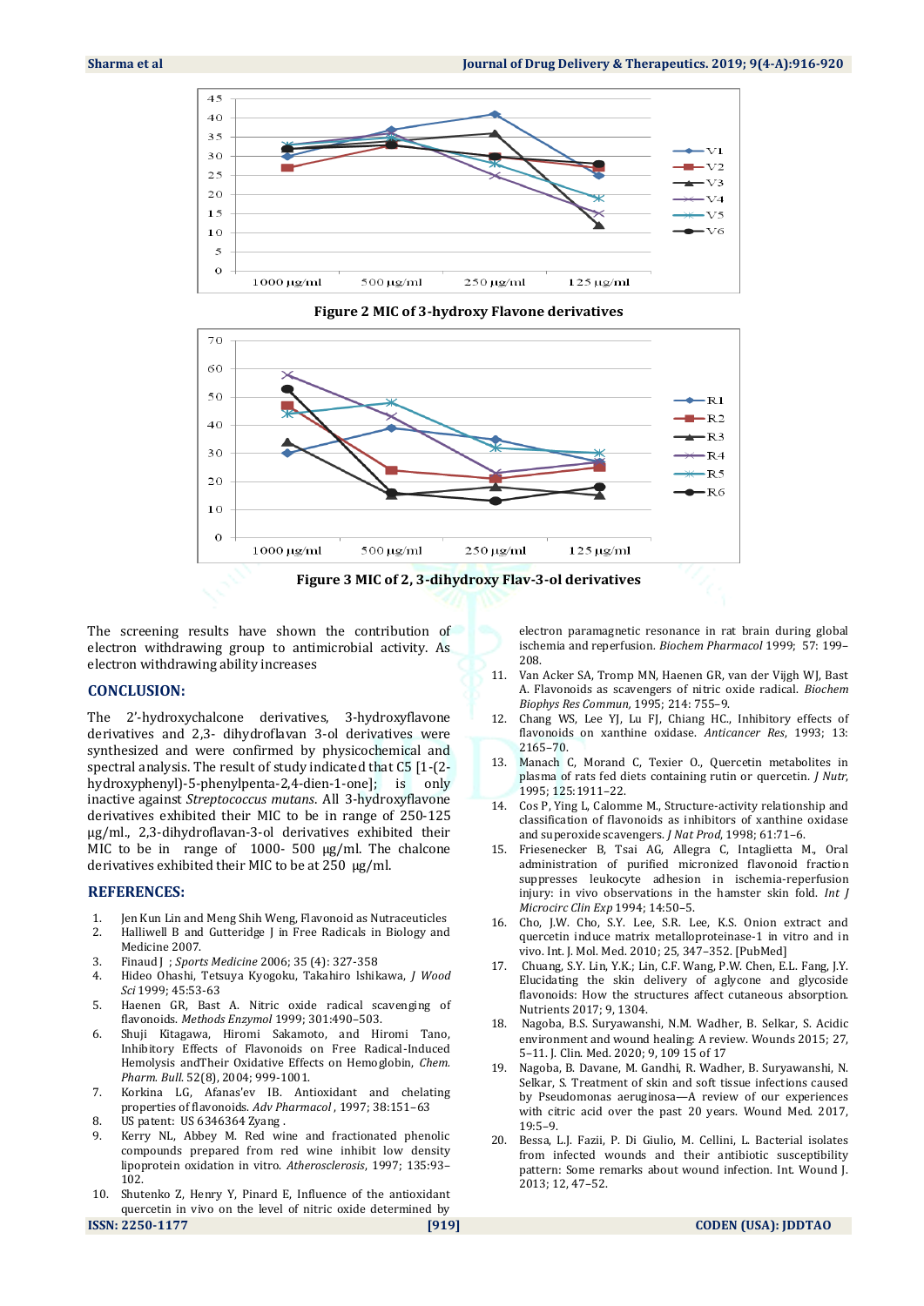Figure 2 MIC of 3-hydroxy Flavone derivatives

Figure 3 MIC of 2, 3-dihydroxy Flav-3-ol derivatives

The screening results have shown the contribution of electron withdrawing group to antimicrobial activity. As electron withdrawing ability increases

## CONCLUSION:

The 2'-hydroxychalcone derivatives, 3-hydroxyflavone derivatives and 2,3- dihydroflavan 3-ol derivatives were synthesized and were confirmed by physicochemical and spectral analysis. The result of study indicated that C5 [1-(2-hydroxyphenyl)-5-phenylpenta-2,4-dien-1-one]; is only inactive against *Streptococcus mutans*. All 3-hydroxyflavone derivatives exhibited their MIC to be in range of 250-125 µg/ml., 2,3-dihydroflavan-3-ol derivatives exhibited their MIC to be in range of 1000- 500 µg/ml. The chalcone derivatives exhibited their MIC to be at 250 µg/ml.

## REFERENCES:

1. Jen Kun Lin and Meng Shih Weng, Flavonoid as Nutraceuticles
2. Halliwell B and Gutteridge J in Free Radicals in Biology and Medicine 2007.
3. Finaud J ; *Sports Medicine* 2006; 35 (4): 327-358
4. Hideo Ohashi, Tetsuya Kyogoku, Takahiro Ishikawa, *J Wood Sci* 1999; 45:53-63
5. Haenen GR, Bast A. Nitric oxide radical scavenging of flavonoids. *Methods Enzymol* 1999; 301:490–503.
6. Shuji Kitagawa, Hiromi Sakamoto, and Hiromi Tano, Inhibitory Effects of Flavonoids on Free Radical-Induced Hemolysis andTheir Oxidative Effects on Hemoglobin, *Chem. Pharm. Bull.* 52(8), 2004; 999-1001.
7. Korkina LG, Afanas'ev IB. Antioxidant and chelating properties of flavonoids. *Adv Pharmacol*, 1997; 38:151–63
8. US patent: US 6346364 Zyang .
9. Kerry NL, Abbey M. Red wine and fractionated phenolic compounds prepared from red wine inhibit low density lipoprotein oxidation in vitro. *Atherosclerosis*, 1997; 135:93–102.
10. Shutenko Z, Henry Y, Pinard E, Influence of the antioxidant quercetin in vivo on the level of nitric oxide determined by electron paramagnetic resonance in rat brain during global ischemia and reperfusion. *Biochem Pharmacol* 1999; 57: 199–208.
11. Van Acker SA, Tromp MN, Haenen GR, van der Vijgh WJ, Bast A. Flavonoids as scavengers of nitric oxide radical. *Biochem Biophys Res Commun*, 1995; 214: 755–9.
12. Chang WS, Lee YJ, Lu FJ, Chiang HC., Inhibitory effects of flavonoids on xanthine oxidase. *Anticancer Res*, 1993; 13: 2165–70.
13. Manach C, Morand C, Texier O., Quercetin metabolites in plasma of rats fed diets containing rutin or quercetin. *J Nutr*, 1995; 125:1911–22.
14. Cos P, Ying L, Calomme M., Structure-activity relationship and classification of flavonoids as inhibitors of xanthine oxidase and superoxide scavengers. *J Nat Prod*, 1998; 61:71–6.
15. Friesenecker B, Tsai AG, Allegra C, Intaglietta M., Oral administration of purified micronized flavonoid fraction suppresses leukocyte adhesion in ischemia-reperfusion injury: in vivo observations in the hamster skin fold. *Int J Microcirc Clin Exp* 1994; 14:50–5.
16. Cho, J.W. Cho, S.Y. Lee, S.R. Lee, K.S. Onion extract and quercetin induce matrix metalloproteinase-1 in vitro and in vivo. Int. J. Mol. Med. 2010; 25, 347–352. [PubMed]
17. Chuang, S.Y. Lin, Y.K.; Lin, C.F. Wang, P.W. Chen, E.L. Fang, J.Y. Elucidating the skin delivery of aglycone and glycoside flavonoids: How the structures affect cutaneous absorption. Nutrients 2017; 9, 1304.
18. Nagoba, B.S. Suryawanshi, N.M. Wadher, B. Selkar, S. Acidic environment and wound healing: A review. Wounds 2015; 27, 5–11. J. Clin. Med. 2020; 9, 109 15 of 17
19. Nagoba, B. Davane, M. Gandhi, R. Wadher, B. Suryawanshi, N. Selkar, S. Treatment of skin and soft tissue infections caused by Pseudomonas aeruginosa—A review of our experiences with citric acid over the past 20 years. Wound Med. 2017, 19:5–9.
20. Bessa, L.J. Fazii, P. Di Giulio, M. Cellini, L. Bacterial isolates from infected wounds and their antibiotic susceptibility pattern: Some remarks about wound infection. Int. Wound J. 2013; 12, 47–52.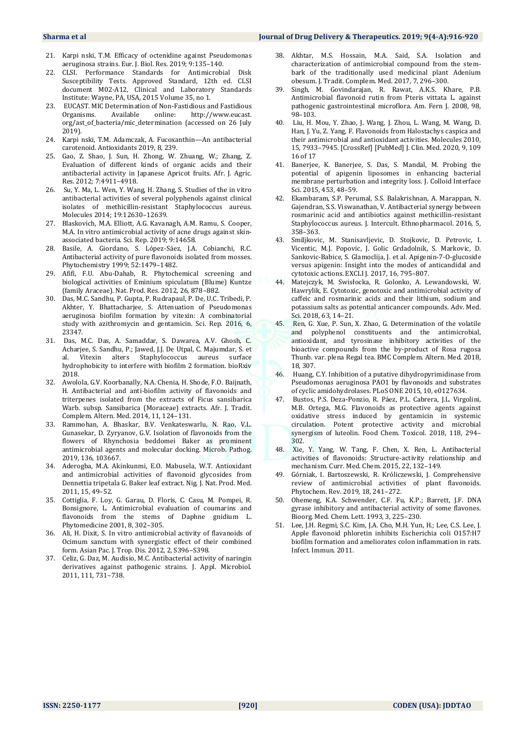21. Karpi nski, T.M. Efficacy of octenidine against Pseudomonas aeruginosa strains. Eur. J. Biol. Res. 2019; 9:135–140.
22. CLSI. Performance Standards for Antimicrobial Disk Susceptibility Tests. Approved Standard, 12th ed. CLSI document M02-A12, Clinical and Laboratory Standards Institute: Wayne, PA, USA, 2015 Volume 35, no 1.
23. EUCAST. MIC Determination of Non-Fastidious and Fastidious Organisms. Available online: http://www.eucast.org/ast_of_bacteria/mic_determination (accessed on 26 July 2019).
24. Karpi nski, T.M. Adamczak, A. Fucoxanthin—An antibacterial carotenoid. Antioxidants 2019, 8, 239.
25. Gao, Z. Shao, J. Sun, H. Zhong, W. Zhuang, W.; Zhang, Z. Evaluation of different kinds of organic acids and their antibacterial activity in Japanese Apricot fruits. Afr. J. Agric. Res. 2012; 7:4911–4918.
26. Su, Y. Ma, L. Wen, Y. Wang, H. Zhang, S. Studies of the in vitro antibacterial activities of several polyphenols against clinical isolates of methicillin-resistant Staphylococcus aureus. Molecules 2014; 19:12630–12639.
27. Blaskovich, M.A. Elliott, A.G. Kavanagh, A.M. Ramu, S. Cooper, M.A. In vitro antimicrobial activity of acne drugs against skin-associated bacteria. Sci. Rep. 2019; 9:14658.
28. Basile, A. Giordano, S. López-Sáez, J.A. Cobianchi, R.C. Antibacterial activity of pure flavonoids isolated from mosses. Phytochemistry 1999; 52:1479–1482.
29. Afifi, F.U. Abu-Dahab, R. Phytochemical screening and biological activities of Eminium spiculatum (Blume) Kuntze (family Araceae). Nat. Prod. Res. 2012, 26, 878–882.
30. Das, M.C. Sandhu, P. Gupta, P. Rudrapaul, P. De, U.C. Tribedi, P. Akhter, Y. Bhattacharjee, S. Attenuation of Pseudomonas aeruginosa biofilm formation by vitexin: A combinatorial study with azithromycin and gentamicin. Sci. Rep. 2016, 6, 23347.
31. Das, M.C. Das, A. Samaddar, S. Dawarea, A.V. Ghosh, C. Acharjee, S. Sandhu, P.; Jawed, J.J. De Utpal, C. Majumdar, S. et al. Vitexin alters Staphylococcus aureus surface hydrophobicity to interfere with biofilm 2 formation. bioRxiv 2018.
32. Awolola, G.V. Koorbanally, N.A. Chenia, H. Shode, F.O. Baijnath, H. Antibacterial and anti-biofilm activity of flavonoids and triterpenes isolated from the extracts of Ficus sansibarica Warb. subsp. Sansibarica (Moraceae) extracts. Afr. J. Tradit. Complem. Altern. Med. 2014, 11, 124–131.
33. Rammohan, A. Bhaskar, B.V. Venkateswarlu, N. Rao, V.L. Gunasekar, D. Zyryanov, G.V. Isolation of flavonoids from the flowers of Rhynchosia beddomei Baker as prominent antimicrobial agents and molecular docking. Microb. Pathog. 2019, 136, 103667.
34. Aderogba, M.A. Akinkunmi, E.O. Mabusela, W.T. Antioxidant and antimicrobial activities of flavonoid glycosides from Dennettia tripetala G. Baker leaf extract. Nig. J. Nat. Prod. Med. 2011, 15, 49–52.
35. Cottiglia, F. Loy, G. Garau, D. Floris, C. Casu, M. Pompei, R. Bonsignore, L. Antimicrobial evaluation of coumarins and flavonoids from the stems of Daphne gnidium L. Phytomedicine 2001, 8, 302–305.
36. Ali, H. Dixit, S. In vitro antimicrobial activity of flavanoids of Ocimum sanctum with synergistic effect of their combined form. Asian Pac. J. Trop. Dis. 2012, 2, S396–S398.
37. Celiz, G. Daz, M. Audisio, M.C. Antibacterial activity of naringin derivatives against pathogenic strains. J. Appl. Microbiol. 2011, 111, 731–738.
38. Akhtar, M.S. Hossain, M.A. Said, S.A. Isolation and characterization of antimicrobial compound from the stem-bark of the traditionally used medicinal plant Adenium obesum. J. Tradit. Complem. Med. 2017, 7, 296–300.
39. Singh, M. Govindarajan, R. Rawat, A.K.S. Khare, P.B. Antimicrobial flavonoid rutin from Pteris vittata L. against pathogenic gastrointestinal microflora. Am. Fern J. 2008, 98, 98–103.
40. Liu, H. Mou, Y. Zhao, J. Wang, J. Zhou, L. Wang, M. Wang, D. Han, J. Yu, Z. Yang, F. Flavonoids from Halostachys caspica and their antimicrobial and antioxidant activities. Molecules 2010, 15, 7933–7945. [CrossRef] [PubMed] J. Clin. Med. 2020, 9, 109 16 of 17
41. Banerjee, K. Banerjee, S. Das, S. Mandal, M. Probing the potential of apigenin liposomes in enhancing bacterial membrane perturbation and integrity loss. J. Colloid Interface Sci. 2015, 453, 48–59.
42. Ekambaram, S.P. Perumal, S.S. Balakrishnan, A. Marappan, N. Gajendran, S.S. Viswanathan, V. Antibacterial synergy between rosmarinic acid and antibiotics against methicillin-resistant Staphylococcus aureus. J. Intercult. Ethnopharmacol. 2016, 5, 358–363.
43. Smiljkovic, M. Stanisavljevic, D. Stojkovic, D. Petrovic, I. Vicentic, M.J. Popovic, J. Golic Grdadolnik, S. Markovic, D. Sankovic-Babice, S. Glamoclija, J. et al. Apigenin-7-O-glucoside versus apigenin: Insight into the modes of anticandidal and cytotoxic actions. EXCLI J. 2017, 16, 795–807.
44. Matejczyk, M. Swisłocka, R. Golonko, A. Lewandowski, W. Hawrylik, E. Cytotoxic, genotoxic and antimicrobial activity of caffeic and rosmarinic acids and their lithium, sodium and potassium salts as potential anticancer compounds. Adv. Med. Sci. 2018, 63, 14–21.
45. Ren, G. Xue, P. Sun, X. Zhao, G. Determination of the volatile and polyphenol constituents and the antimicrobial, antioxidant, and tyrosinase inhibitory activities of the bioactive compounds from the by-product of Rosa rugosa Thunb. var. plena Regal tea. BMC Complem. Altern. Med. 2018, 18, 307.
46. Huang, C.Y. Inhibition of a putative dihydropyrimidinase from Pseudomonas aeruginosa PAO1 by flavonoids and substrates of cyclic amidohydrolases. PLoS ONE 2015, 10, e0127634.
47. Bustos, P.S. Deza-Ponzio, R. Páez, P.L. Cabrera, J.L. Virgolini, M.B. Ortega, M.G. Flavonoids as protective agents against oxidative stress induced by gentamicin in systemic circulation. Potent protective activity and microbial synergism of luteolin. Food Chem. Toxicol. 2018, 118, 294–302.
48. Xie, Y. Yang, W. Tang, F. Chen, X. Ren, L. Antibacterial activities of flavonoids: Structure-activity relationship and mechanism. Curr. Med. Chem. 2015, 22, 132–149.
49. Górniak, I. Bartoszewski, R. Króliczewski, J. Comprehensive review of antimicrobial activities of plant flavonoids. Phytochem. Rev. 2019, 18, 241–272.
50. Ohemeng, K.A. Schwender, C.F. Fu, K.P.; Barrett, J.F. DNA gyrase inhibitory and antibacterial activity of some flavones. Bioorg. Med. Chem. Lett. 1993, 3, 225–230.
51. Lee, J.H. Regmi, S.C. Kim, J.A. Cho, M.H. Yun, H.; Lee, C.S. Lee, J. Apple flavonoid phloretin inhibits Escherichia coli O157:H7 biofilm formation and ameliorates colon inflammation in rats. Infect. Immun. 2011.